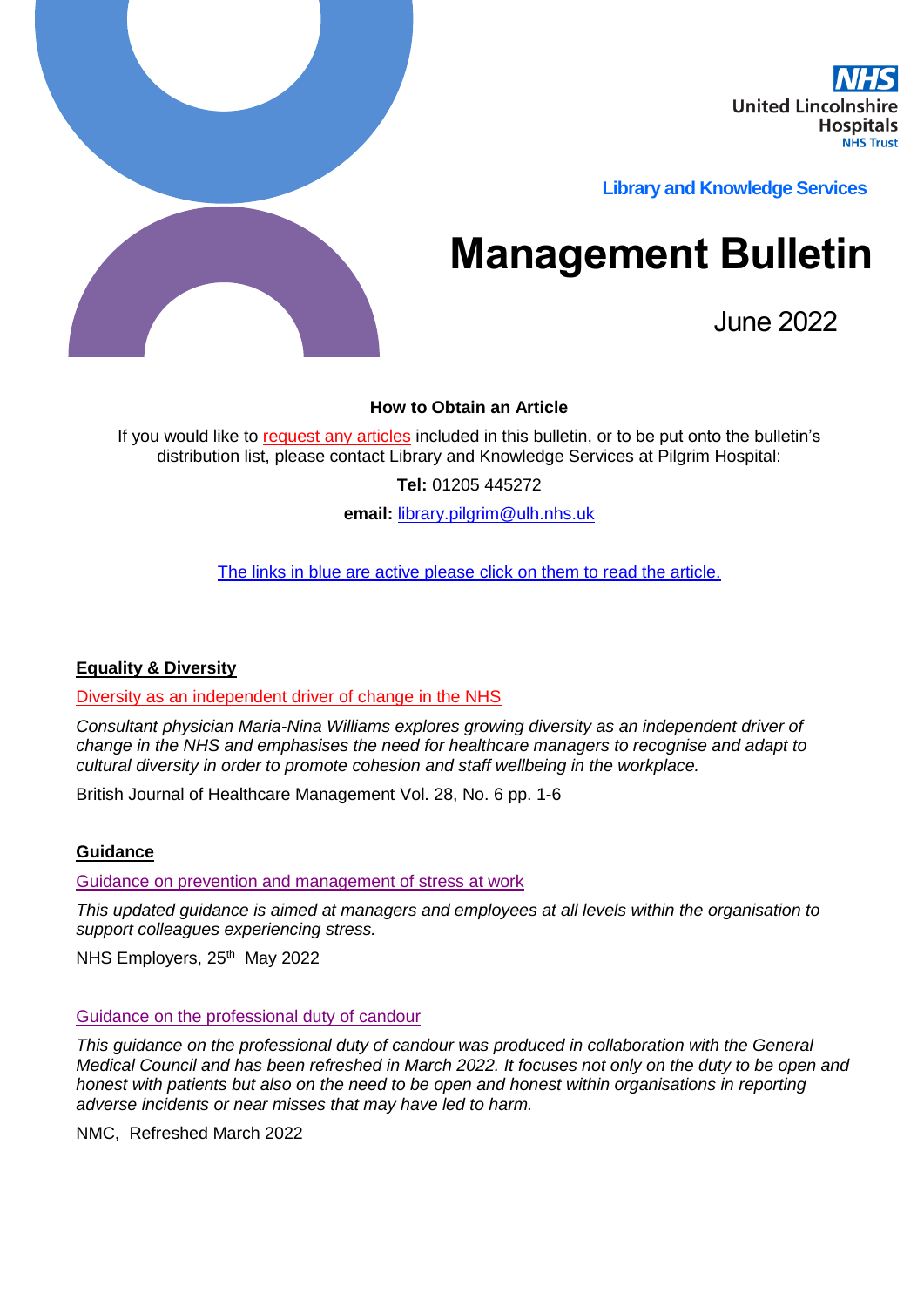NHS
United Lincolnshire Hospitals
NHS Trust

Library and Knowledge Services

# Management Bulletin

June 2022

**How to Obtain an Article**

If you would like to request any articles included in this bulletin, or to be put onto the bulletin's distribution list, please contact Library and Knowledge Services at Pilgrim Hospital:

**Tel:** 01205 445272

**email:** library.pilgrim@ulh.nhs.uk

The links in blue are active please click on them to read the article.

## Equality & Diversity

Diversity as an independent driver of change in the NHS

*Consultant physician Maria-Nina Williams explores growing diversity as an independent driver of change in the NHS and emphasises the need for healthcare managers to recognise and adapt to cultural diversity in order to promote cohesion and staff wellbeing in the workplace.*

British Journal of Healthcare Management Vol. 28, No. 6 pp. 1-6

## Guidance

Guidance on prevention and management of stress at work

*This updated guidance is aimed at managers and employees at all levels within the organisation to support colleagues experiencing stress.*

NHS Employers, 25th May 2022

Guidance on the professional duty of candour

*This guidance on the professional duty of candour was produced in collaboration with the General Medical Council and has been refreshed in March 2022. It focuses not only on the duty to be open and honest with patients but also on the need to be open and honest within organisations in reporting adverse incidents or near misses that may have led to harm.*

NMC, Refreshed March 2022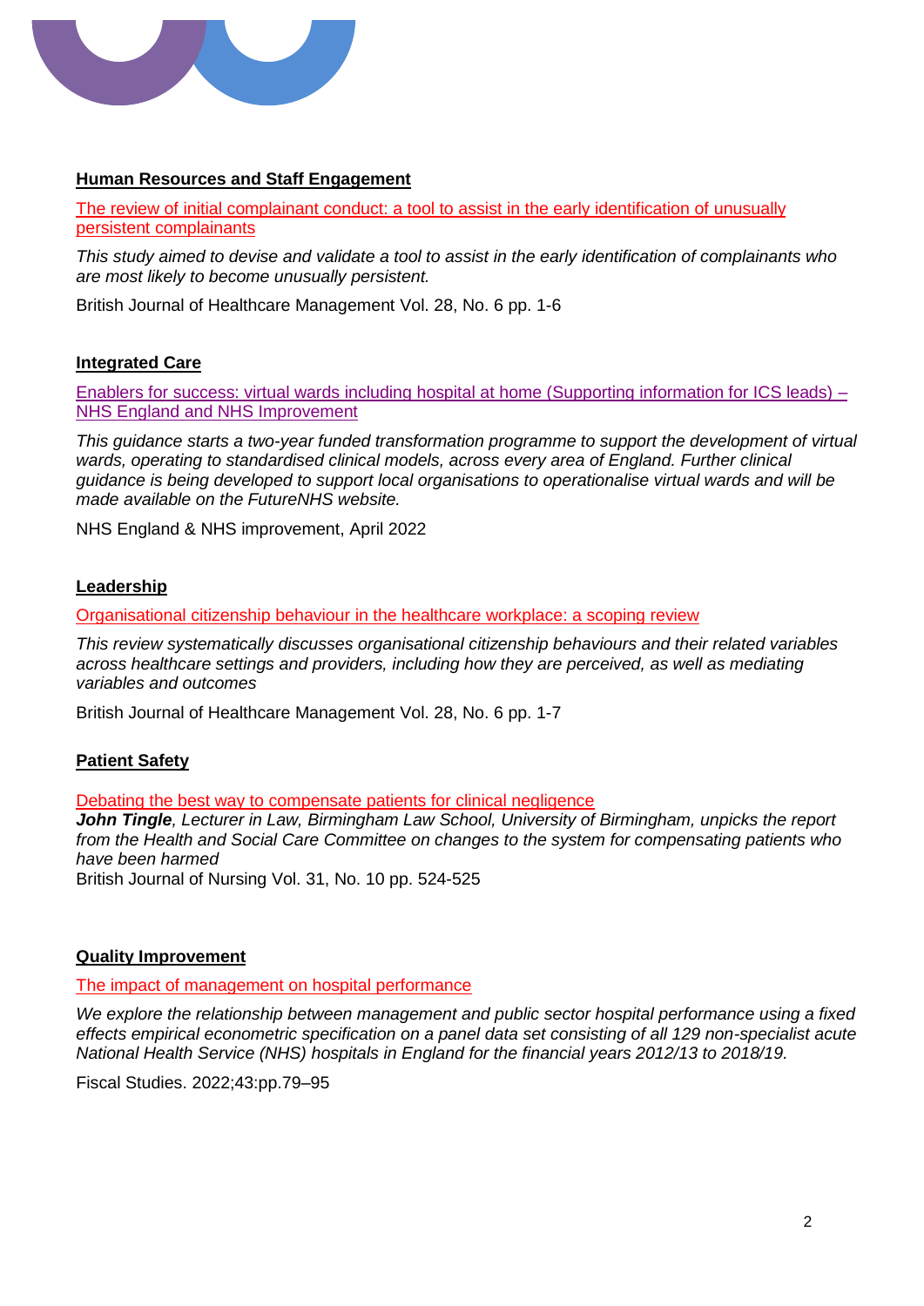## Human Resources and Staff Engagement

[The review of initial complainant conduct: a tool to assist in the early identification of unusually persistent complainants]

*This study aimed to devise and validate a tool to assist in the early identification of complainants who are most likely to become unusually persistent.*

British Journal of Healthcare Management Vol. 28, No. 6 pp. 1-6

## Integrated Care

[Enablers for success: virtual wards including hospital at home (Supporting information for ICS leads) – NHS England and NHS Improvement]

*This guidance starts a two-year funded transformation programme to support the development of virtual wards, operating to standardised clinical models, across every area of England. Further clinical guidance is being developed to support local organisations to operationalise virtual wards and will be made available on the FutureNHS website.*

NHS England & NHS improvement, April 2022

## Leadership

[Organisational citizenship behaviour in the healthcare workplace: a scoping review]

*This review systematically discusses organisational citizenship behaviours and their related variables across healthcare settings and providers, including how they are perceived, as well as mediating variables and outcomes*

British Journal of Healthcare Management Vol. 28, No. 6 pp. 1-7

## Patient Safety

[Debating the best way to compensate patients for clinical negligence]

***John Tingle**, Lecturer in Law, Birmingham Law School, University of Birmingham, unpicks the report from the Health and Social Care Committee on changes to the system for compensating patients who have been harmed*

British Journal of Nursing Vol. 31, No. 10 pp. 524-525

## Quality Improvement

[The impact of management on hospital performance]

*We explore the relationship between management and public sector hospital performance using a fixed effects empirical econometric specification on a panel data set consisting of all 129 non-specialist acute National Health Service (NHS) hospitals in England for the financial years 2012/13 to 2018/19.*

Fiscal Studies. 2022;43:pp.79–95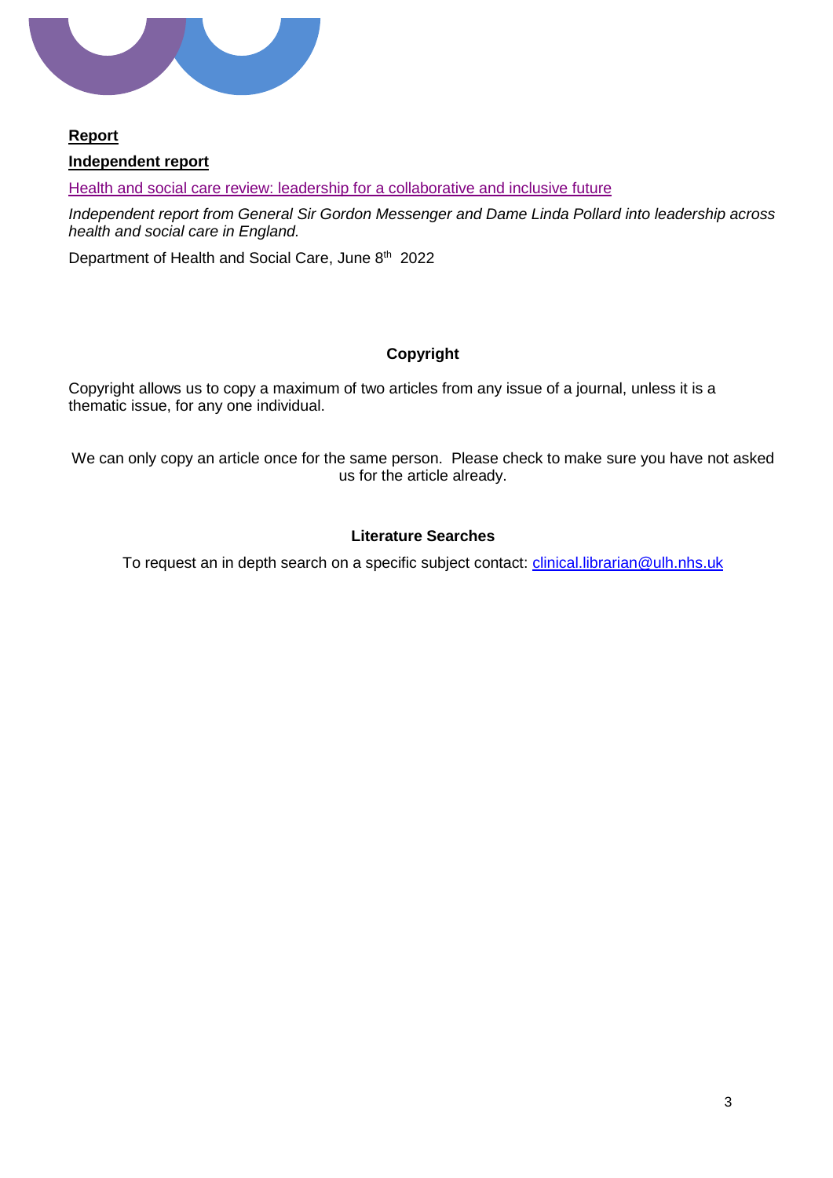**Report**

**Independent report**

[Health and social care review: leadership for a collaborative and inclusive future]

*Independent report from General Sir Gordon Messenger and Dame Linda Pollard into leadership across health and social care in England.*

Department of Health and Social Care, June 8th 2022

**Copyright**

Copyright allows us to copy a maximum of two articles from any issue of a journal, unless it is a thematic issue, for any one individual.

We can only copy an article once for the same person. Please check to make sure you have not asked us for the article already.

**Literature Searches**

To request an in depth search on a specific subject contact: clinical.librarian@ulh.nhs.uk